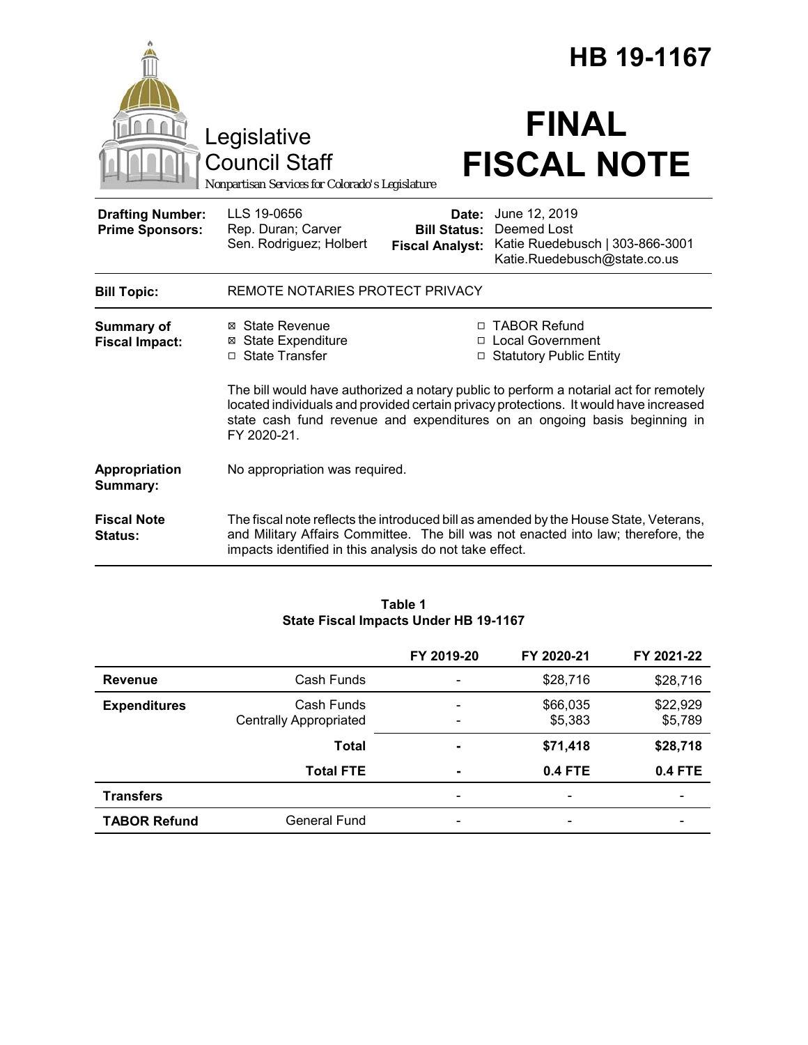# HB 19-1167

Legislative Council Staff

*Nonpartisan Services for Colorado's Legislature*

# FINAL FISCAL NOTE

| | | | |
|---|---|---|---|
| **Drafting Number:** | LLS 19-0656 | **Date:** | June 12, 2019 |
| **Prime Sponsors:** | Rep. Duran; Carver<br>Sen. Rodriguez; Holbert | **Bill Status:** | Deemed Lost |
| | | **Fiscal Analyst:** | Katie Ruedebusch \| 303-866-3001<br>Katie.Ruedebusch@state.co.us |

**Bill Topic:** REMOTE NOTARIES PROTECT PRIVACY

**Summary of Fiscal Impact:**

- ☒ State Revenue
- ☒ State Expenditure
- ☐ State Transfer
- ☐ TABOR Refund
- ☐ Local Government
- ☐ Statutory Public Entity

The bill would have authorized a notary public to perform a notarial act for remotely located individuals and provided certain privacy protections. It would have increased state cash fund revenue and expenditures on an ongoing basis beginning in FY 2020-21.

**Appropriation Summary:** No appropriation was required.

**Fiscal Note Status:** The fiscal note reflects the introduced bill as amended by the House State, Veterans, and Military Affairs Committee. The bill was not enacted into law; therefore, the impacts identified in this analysis do not take effect.

**Table 1**
**State Fiscal Impacts Under HB 19-1167**

| | | FY 2019-20 | FY 2020-21 | FY 2021-22 |
|---|---|---|---|---|
| **Revenue** | Cash Funds | - | $28,716 | $28,716 |
| **Expenditures** | Cash Funds | - | $66,035 | $22,929 |
| | Centrally Appropriated | - | $5,383 | $5,789 |
| | **Total** | **-** | **$71,418** | **$28,718** |
| | **Total FTE** | **-** | **0.4 FTE** | **0.4 FTE** |
| **Transfers** | | - | - | - |
| **TABOR Refund** | General Fund | - | - | - |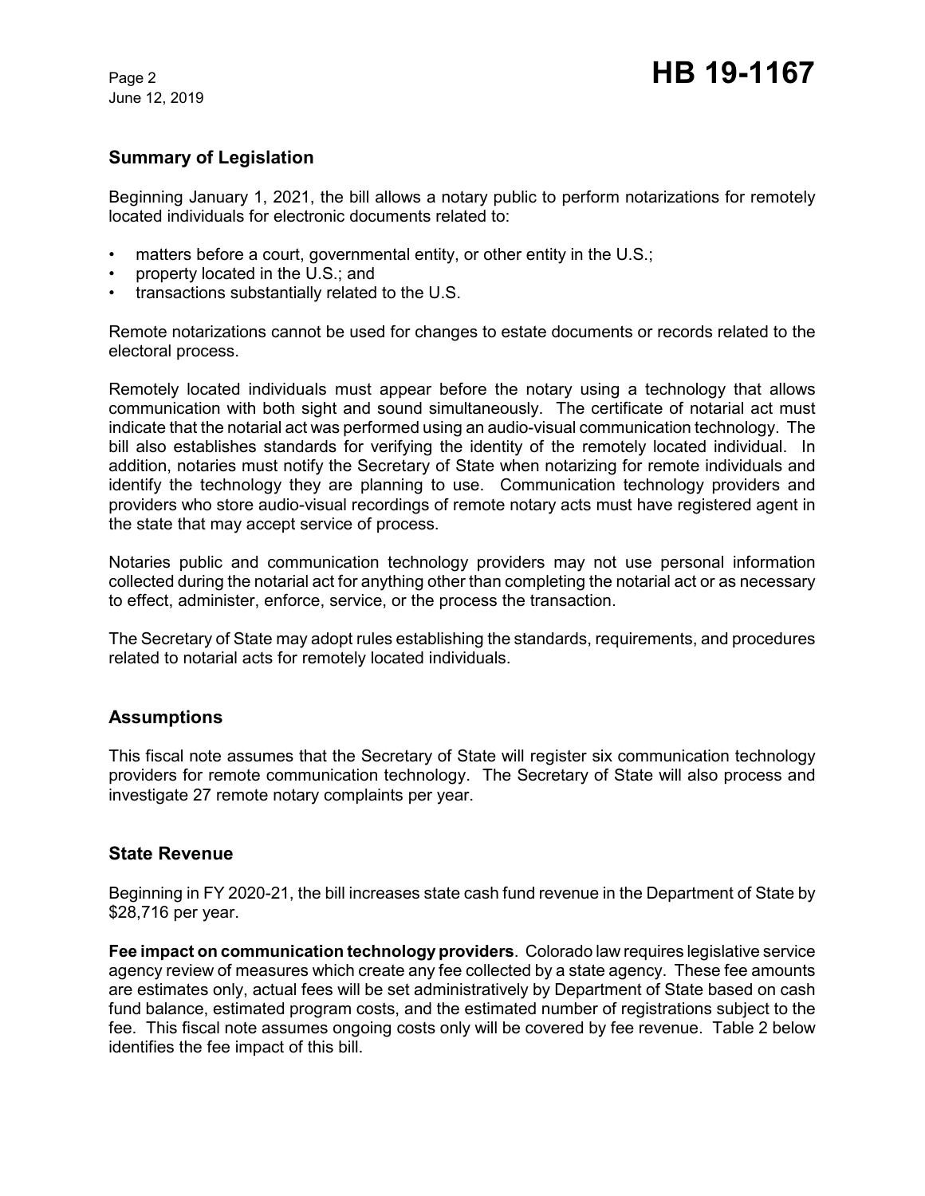## Summary of Legislation

Beginning January 1, 2021, the bill allows a notary public to perform notarizations for remotely located individuals for electronic documents related to:

- matters before a court, governmental entity, or other entity in the U.S.;
- property located in the U.S.; and
- transactions substantially related to the U.S.

Remote notarizations cannot be used for changes to estate documents or records related to the electoral process.

Remotely located individuals must appear before the notary using a technology that allows communication with both sight and sound simultaneously. The certificate of notarial act must indicate that the notarial act was performed using an audio-visual communication technology. The bill also establishes standards for verifying the identity of the remotely located individual. In addition, notaries must notify the Secretary of State when notarizing for remote individuals and identify the technology they are planning to use. Communication technology providers and providers who store audio-visual recordings of remote notary acts must have registered agent in the state that may accept service of process.

Notaries public and communication technology providers may not use personal information collected during the notarial act for anything other than completing the notarial act or as necessary to effect, administer, enforce, service, or the process the transaction.

The Secretary of State may adopt rules establishing the standards, requirements, and procedures related to notarial acts for remotely located individuals.

## Assumptions

This fiscal note assumes that the Secretary of State will register six communication technology providers for remote communication technology. The Secretary of State will also process and investigate 27 remote notary complaints per year.

## State Revenue

Beginning in FY 2020-21, the bill increases state cash fund revenue in the Department of State by $28,716 per year.

**Fee impact on communication technology providers**. Colorado law requires legislative service agency review of measures which create any fee collected by a state agency. These fee amounts are estimates only, actual fees will be set administratively by Department of State based on cash fund balance, estimated program costs, and the estimated number of registrations subject to the fee. This fiscal note assumes ongoing costs only will be covered by fee revenue. Table 2 below identifies the fee impact of this bill.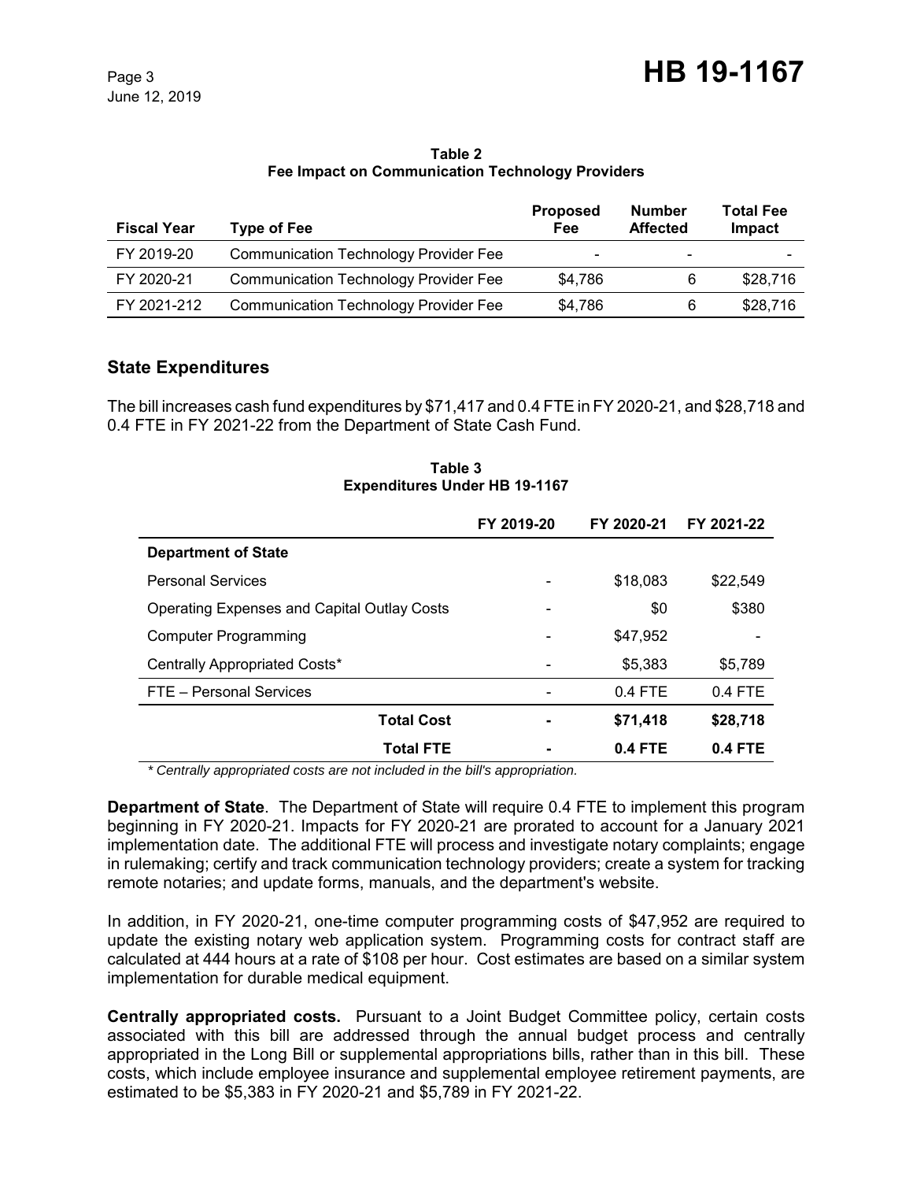**Table 2**
**Fee Impact on Communication Technology Providers**

| Fiscal Year | Type of Fee | Proposed Fee | Number Affected | Total Fee Impact |
|---|---|---|---|---|
| FY 2019-20 | Communication Technology Provider Fee | - | - | - |
| FY 2020-21 | Communication Technology Provider Fee | $4,786 | 6 | $28,716 |
| FY 2021-212 | Communication Technology Provider Fee | $4,786 | 6 | $28,716 |

## State Expenditures

The bill increases cash fund expenditures by $71,417 and 0.4 FTE in FY 2020-21, and $28,718 and 0.4 FTE in FY 2021-22 from the Department of State Cash Fund.

**Table 3**
**Expenditures Under HB 19-1167**

| | FY 2019-20 | FY 2020-21 | FY 2021-22 |
|---|---|---|---|
| **Department of State** | | | |
| Personal Services | - | $18,083 | $22,549 |
| Operating Expenses and Capital Outlay Costs | - | $0 | $380 |
| Computer Programming | - | $47,952 | - |
| Centrally Appropriated Costs* | - | $5,383 | $5,789 |
| FTE – Personal Services | - | 0.4 FTE | 0.4 FTE |
| **Total Cost** | **-** | **$71,418** | **$28,718** |
| **Total FTE** | **-** | **0.4 FTE** | **0.4 FTE** |

*\* Centrally appropriated costs are not included in the bill's appropriation.*

**Department of State**. The Department of State will require 0.4 FTE to implement this program beginning in FY 2020-21. Impacts for FY 2020-21 are prorated to account for a January 2021 implementation date. The additional FTE will process and investigate notary complaints; engage in rulemaking; certify and track communication technology providers; create a system for tracking remote notaries; and update forms, manuals, and the department's website.

In addition, in FY 2020-21, one-time computer programming costs of $47,952 are required to update the existing notary web application system. Programming costs for contract staff are calculated at 444 hours at a rate of $108 per hour. Cost estimates are based on a similar system implementation for durable medical equipment.

**Centrally appropriated costs.** Pursuant to a Joint Budget Committee policy, certain costs associated with this bill are addressed through the annual budget process and centrally appropriated in the Long Bill or supplemental appropriations bills, rather than in this bill. These costs, which include employee insurance and supplemental employee retirement payments, are estimated to be $5,383 in FY 2020-21 and $5,789 in FY 2021-22.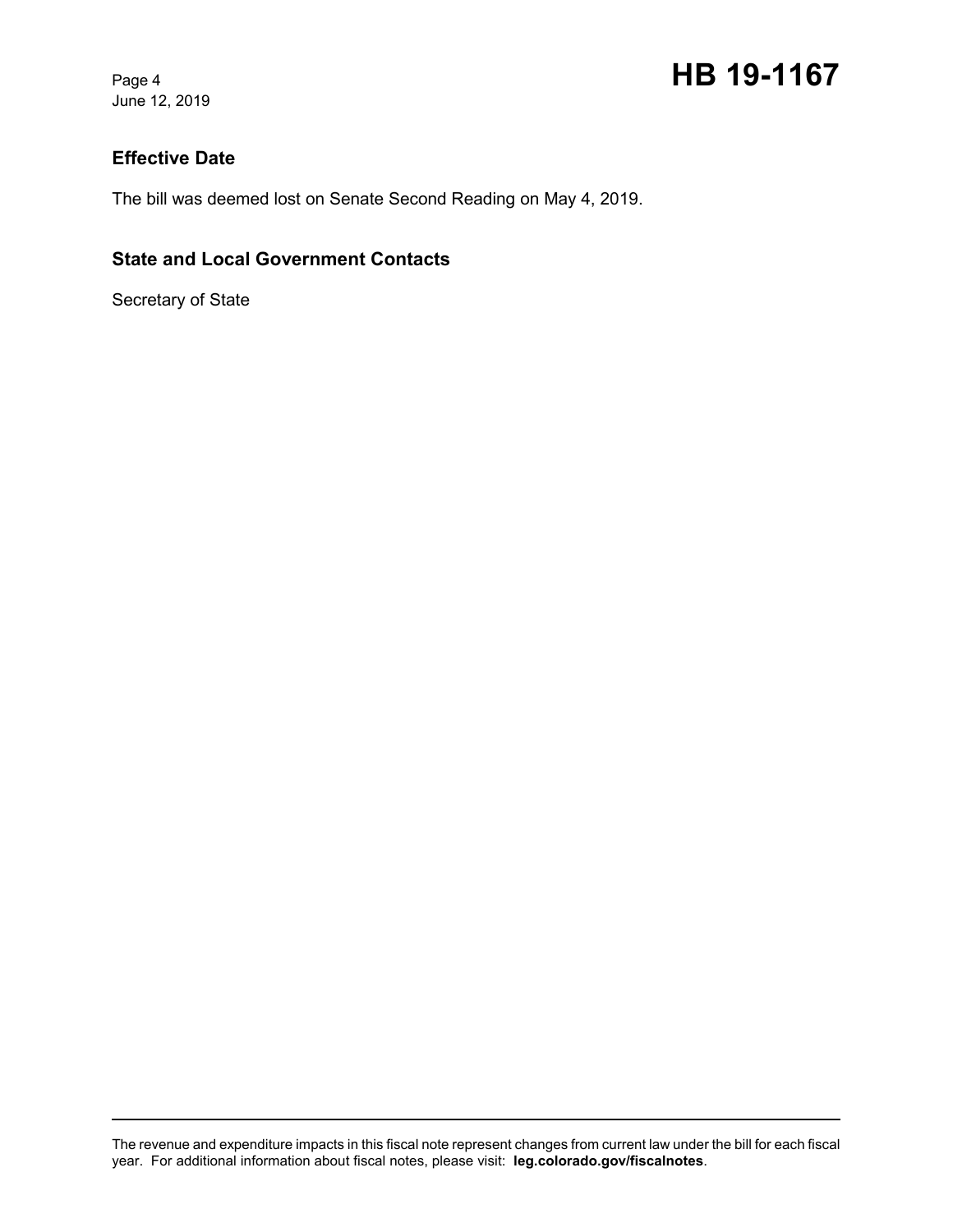## Effective Date

The bill was deemed lost on Senate Second Reading on May 4, 2019.

## State and Local Government Contacts

Secretary of State

---

The revenue and expenditure impacts in this fiscal note represent changes from current law under the bill for each fiscal year. For additional information about fiscal notes, please visit: **leg.colorado.gov/fiscalnotes**.